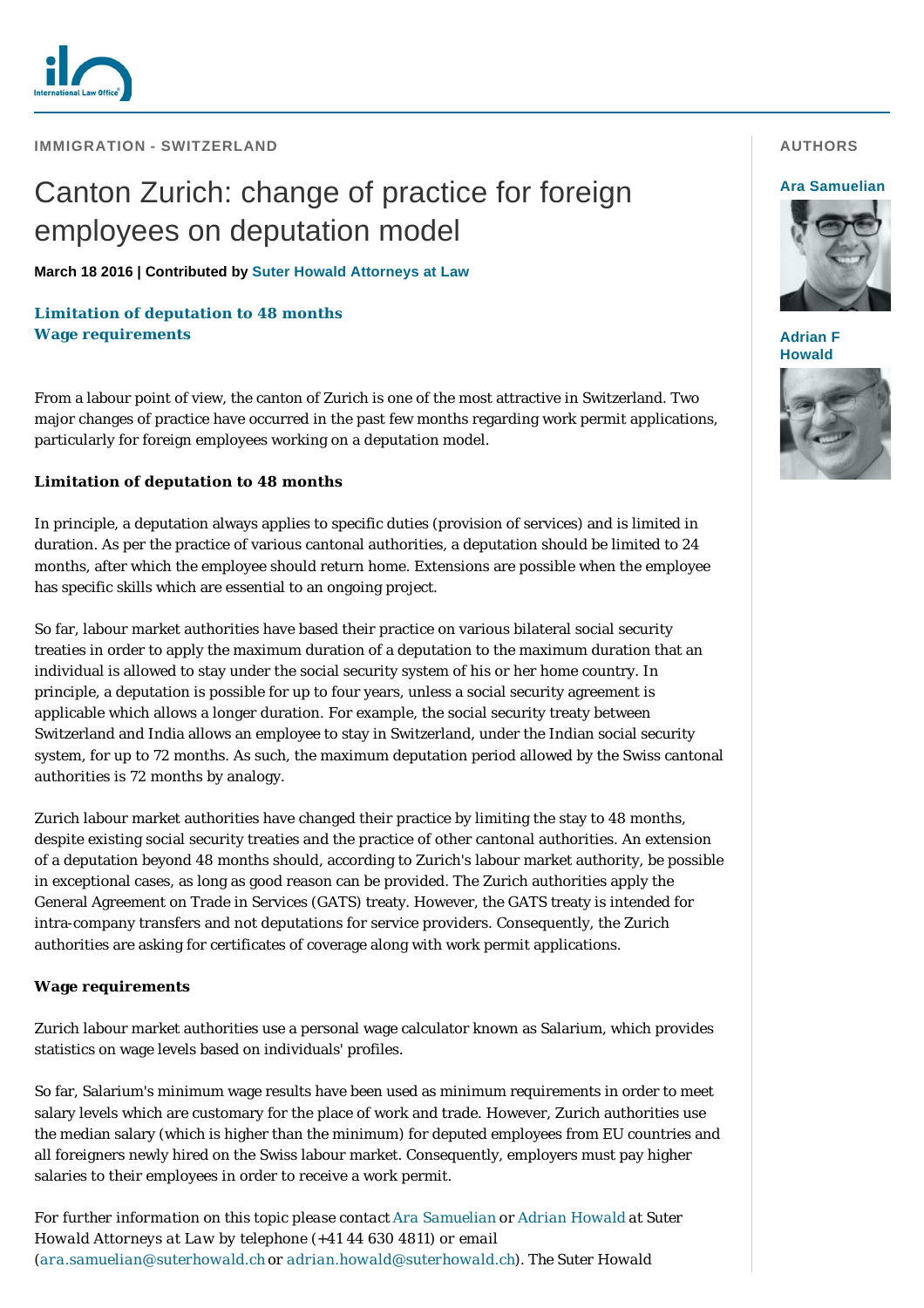IMMIGRATION - SWITZERLAND

# Canton Zurich: change of practice for foreign employees on deputation model

**March 18 2016 | Contributed by Suter Howald Attorneys at Law**

**Limitation of deputation to 48 months**
**Wage requirements**

AUTHORS

**Ara Samuelian**

**Adrian F Howald**

From a labour point of view, the canton of Zurich is one of the most attractive in Switzerland. Two major changes of practice have occurred in the past few months regarding work permit applications, particularly for foreign employees working on a deputation model.

## Limitation of deputation to 48 months

In principle, a deputation always applies to specific duties (provision of services) and is limited in duration. As per the practice of various cantonal authorities, a deputation should be limited to 24 months, after which the employee should return home. Extensions are possible when the employee has specific skills which are essential to an ongoing project.

So far, labour market authorities have based their practice on various bilateral social security treaties in order to apply the maximum duration of a deputation to the maximum duration that an individual is allowed to stay under the social security system of his or her home country. In principle, a deputation is possible for up to four years, unless a social security agreement is applicable which allows a longer duration. For example, the social security treaty between Switzerland and India allows an employee to stay in Switzerland, under the Indian social security system, for up to 72 months. As such, the maximum deputation period allowed by the Swiss cantonal authorities is 72 months by analogy.

Zurich labour market authorities have changed their practice by limiting the stay to 48 months, despite existing social security treaties and the practice of other cantonal authorities. An extension of a deputation beyond 48 months should, according to Zurich's labour market authority, be possible in exceptional cases, as long as good reason can be provided. The Zurich authorities apply the General Agreement on Trade in Services (GATS) treaty. However, the GATS treaty is intended for intra-company transfers and not deputations for service providers. Consequently, the Zurich authorities are asking for certificates of coverage along with work permit applications.

## Wage requirements

Zurich labour market authorities use a personal wage calculator known as Salarium, which provides statistics on wage levels based on individuals' profiles.

So far, Salarium's minimum wage results have been used as minimum requirements in order to meet salary levels which are customary for the place of work and trade. However, Zurich authorities use the median salary (which is higher than the minimum) for deputed employees from EU countries and all foreigners newly hired on the Swiss labour market. Consequently, employers must pay higher salaries to their employees in order to receive a work permit.

*For further information on this topic please contact Ara Samuelian or Adrian Howald at Suter Howald Attorneys at Law by telephone (+41 44 630 4811) or email (ara.samuelian@suterhowald.ch or adrian.howald@suterhowald.ch). The Suter Howald*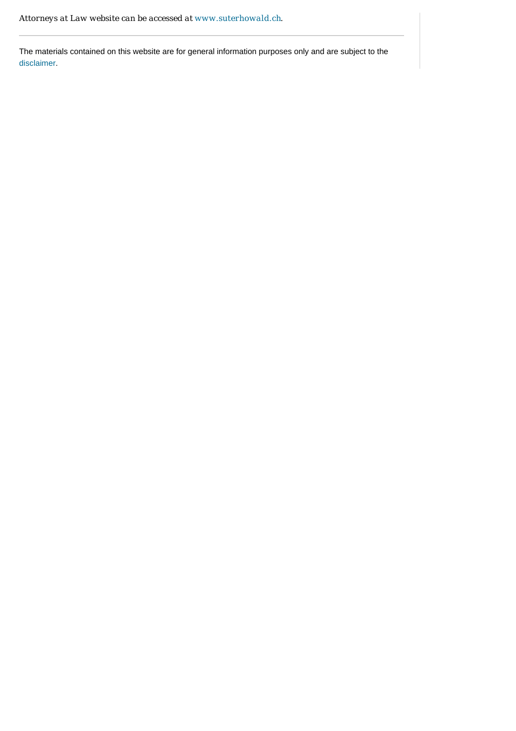*Attorneys at Law website can be accessed at www.suterhowald.ch.*

---

The materials contained on this website are for general information purposes only and are subject to the disclaimer.